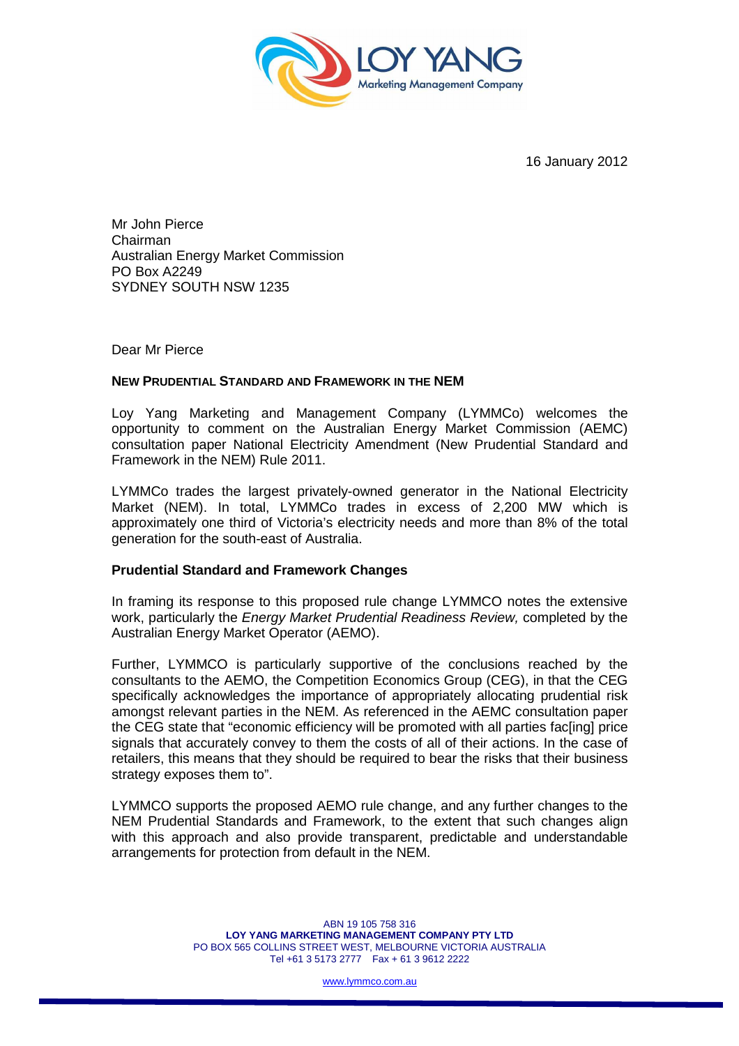16 January 2012

Mr John Pierce
Chairman
Australian Energy Market Commission
PO Box A2249
SYDNEY SOUTH NSW 1235

Dear Mr Pierce

**NEW PRUDENTIAL STANDARD AND FRAMEWORK IN THE NEM**

Loy Yang Marketing and Management Company (LYMMCo) welcomes the opportunity to comment on the Australian Energy Market Commission (AEMC) consultation paper National Electricity Amendment (New Prudential Standard and Framework in the NEM) Rule 2011.

LYMMCo trades the largest privately-owned generator in the National Electricity Market (NEM). In total, LYMMCo trades in excess of 2,200 MW which is approximately one third of Victoria's electricity needs and more than 8% of the total generation for the south-east of Australia.

**Prudential Standard and Framework Changes**

In framing its response to this proposed rule change LYMMCO notes the extensive work, particularly the *Energy Market Prudential Readiness Review,* completed by the Australian Energy Market Operator (AEMO).

Further, LYMMCO is particularly supportive of the conclusions reached by the consultants to the AEMO, the Competition Economics Group (CEG), in that the CEG specifically acknowledges the importance of appropriately allocating prudential risk amongst relevant parties in the NEM. As referenced in the AEMC consultation paper the CEG state that "economic efficiency will be promoted with all parties fac[ing] price signals that accurately convey to them the costs of all of their actions. In the case of retailers, this means that they should be required to bear the risks that their business strategy exposes them to".

LYMMCO supports the proposed AEMO rule change, and any further changes to the NEM Prudential Standards and Framework, to the extent that such changes align with this approach and also provide transparent, predictable and understandable arrangements for protection from default in the NEM.

ABN 19 105 758 316
**LOY YANG MARKETING MANAGEMENT COMPANY PTY LTD**
PO BOX 565 COLLINS STREET WEST, MELBOURNE VICTORIA AUSTRALIA
Tel +61 3 5173 2777 Fax + 61 3 9612 2222

www.lymmco.com.au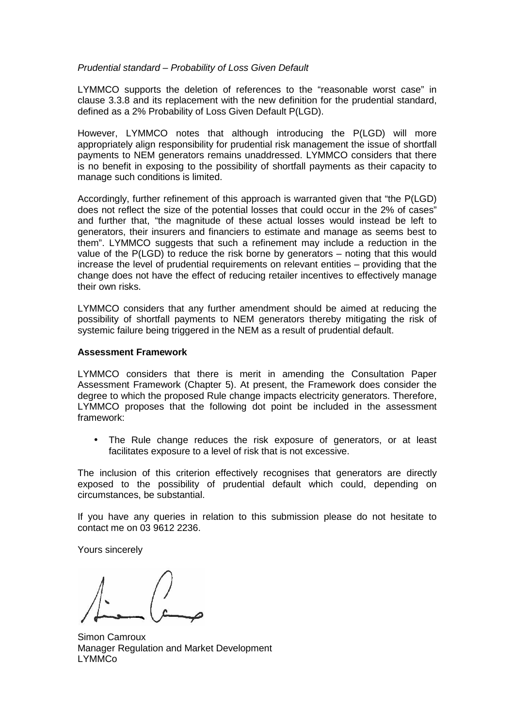*Prudential standard – Probability of Loss Given Default*

LYMMCO supports the deletion of references to the "reasonable worst case" in clause 3.3.8 and its replacement with the new definition for the prudential standard, defined as a 2% Probability of Loss Given Default P(LGD).

However, LYMMCO notes that although introducing the P(LGD) will more appropriately align responsibility for prudential risk management the issue of shortfall payments to NEM generators remains unaddressed. LYMMCO considers that there is no benefit in exposing to the possibility of shortfall payments as their capacity to manage such conditions is limited.

Accordingly, further refinement of this approach is warranted given that "the P(LGD) does not reflect the size of the potential losses that could occur in the 2% of cases" and further that, "the magnitude of these actual losses would instead be left to generators, their insurers and financiers to estimate and manage as seems best to them". LYMMCO suggests that such a refinement may include a reduction in the value of the P(LGD) to reduce the risk borne by generators – noting that this would increase the level of prudential requirements on relevant entities – providing that the change does not have the effect of reducing retailer incentives to effectively manage their own risks.

LYMMCO considers that any further amendment should be aimed at reducing the possibility of shortfall payments to NEM generators thereby mitigating the risk of systemic failure being triggered in the NEM as a result of prudential default.

**Assessment Framework**

LYMMCO considers that there is merit in amending the Consultation Paper Assessment Framework (Chapter 5). At present, the Framework does consider the degree to which the proposed Rule change impacts electricity generators. Therefore, LYMMCO proposes that the following dot point be included in the assessment framework:

- The Rule change reduces the risk exposure of generators, or at least facilitates exposure to a level of risk that is not excessive.

The inclusion of this criterion effectively recognises that generators are directly exposed to the possibility of prudential default which could, depending on circumstances, be substantial.

If you have any queries in relation to this submission please do not hesitate to contact me on 03 9612 2236.

Yours sincerely

Simon Camroux
Manager Regulation and Market Development
LYMMCo